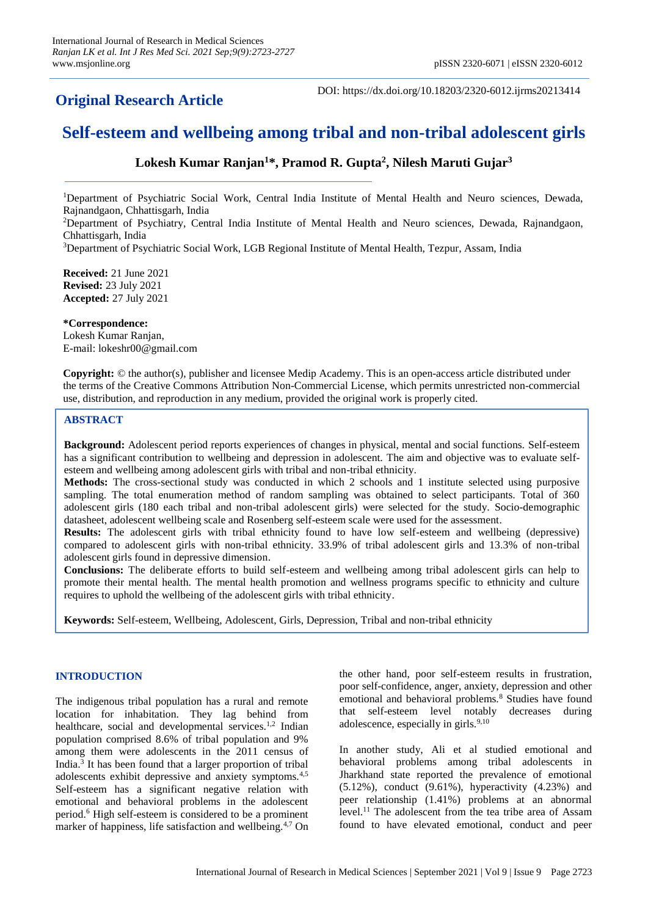**Original Research Article**

DOI: https://dx.doi.org/10.18203/2320-6012.ijrms20213414

# Self-esteem and wellbeing among tribal and non-tribal adolescent girls

**Lokesh Kumar Ranjan[1]*, Pramod R. Gupta[2], Nilesh Maruti Gujar[3]**

[1]Department of Psychiatric Social Work, Central India Institute of Mental Health and Neuro sciences, Dewada, Rajnandgaon, Chhattisgarh, India

[2]Department of Psychiatry, Central India Institute of Mental Health and Neuro sciences, Dewada, Rajnandgaon, Chhattisgarh, India

[3]Department of Psychiatric Social Work, LGB Regional Institute of Mental Health, Tezpur, Assam, India

**Received:** 21 June 2021
**Revised:** 23 July 2021
**Accepted:** 27 July 2021

***Correspondence:**
Lokesh Kumar Ranjan,
E-mail: lokeshr00@gmail.com

**Copyright:** © the author(s), publisher and licensee Medip Academy. This is an open-access article distributed under the terms of the Creative Commons Attribution Non-Commercial License, which permits unrestricted non-commercial use, distribution, and reproduction in any medium, provided the original work is properly cited.

## ABSTRACT

**Background:** Adolescent period reports experiences of changes in physical, mental and social functions. Self-esteem has a significant contribution to wellbeing and depression in adolescent. The aim and objective was to evaluate self-esteem and wellbeing among adolescent girls with tribal and non-tribal ethnicity.

**Methods:** The cross-sectional study was conducted in which 2 schools and 1 institute selected using purposive sampling. The total enumeration method of random sampling was obtained to select participants. Total of 360 adolescent girls (180 each tribal and non-tribal adolescent girls) were selected for the study. Socio-demographic datasheet, adolescent wellbeing scale and Rosenberg self-esteem scale were used for the assessment.

**Results:** The adolescent girls with tribal ethnicity found to have low self-esteem and wellbeing (depressive) compared to adolescent girls with non-tribal ethnicity. 33.9% of tribal adolescent girls and 13.3% of non-tribal adolescent girls found in depressive dimension.

**Conclusions:** The deliberate efforts to build self-esteem and wellbeing among tribal adolescent girls can help to promote their mental health. The mental health promotion and wellness programs specific to ethnicity and culture requires to uphold the wellbeing of the adolescent girls with tribal ethnicity.

**Keywords:** Self-esteem, Wellbeing, Adolescent, Girls, Depression, Tribal and non-tribal ethnicity

## INTRODUCTION

The indigenous tribal population has a rural and remote location for inhabitation. They lag behind from healthcare, social and developmental services.[1,2] Indian population comprised 8.6% of tribal population and 9% among them were adolescents in the 2011 census of India.[3] It has been found that a larger proportion of tribal adolescents exhibit depressive and anxiety symptoms.[4,5] Self-esteem has a significant negative relation with emotional and behavioral problems in the adolescent period.[6] High self-esteem is considered to be a prominent marker of happiness, life satisfaction and wellbeing.[4,7] On the other hand, poor self-esteem results in frustration, poor self-confidence, anger, anxiety, depression and other emotional and behavioral problems.[8] Studies have found that self-esteem level notably decreases during adolescence, especially in girls.[9,10]

In another study, Ali et al studied emotional and behavioral problems among tribal adolescents in Jharkhand state reported the prevalence of emotional (5.12%), conduct (9.61%), hyperactivity (4.23%) and peer relationship (1.41%) problems at an abnormal level.[11] The adolescent from the tea tribe area of Assam found to have elevated emotional, conduct and peer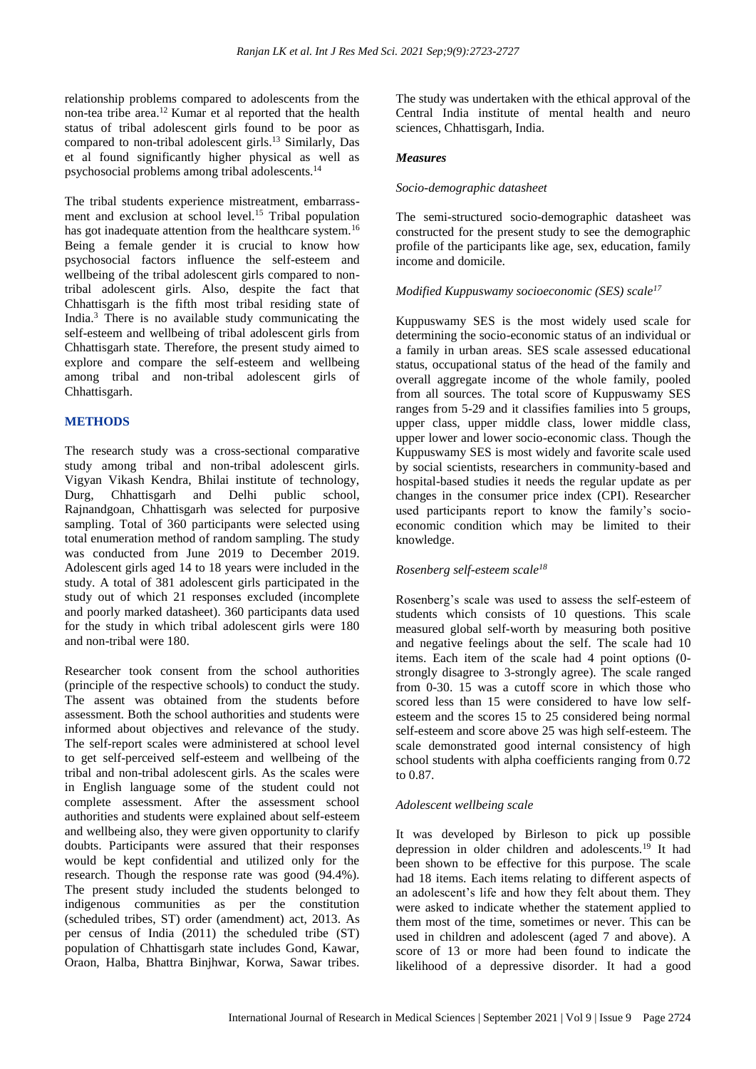relationship problems compared to adolescents from the non-tea tribe area.[12] Kumar et al reported that the health status of tribal adolescent girls found to be poor as compared to non-tribal adolescent girls.[13] Similarly, Das et al found significantly higher physical as well as psychosocial problems among tribal adolescents.[14]

The tribal students experience mistreatment, embarrassment and exclusion at school level.[15] Tribal population has got inadequate attention from the healthcare system.[16] Being a female gender it is crucial to know how psychosocial factors influence the self-esteem and wellbeing of the tribal adolescent girls compared to non-tribal adolescent girls. Also, despite the fact that Chhattisgarh is the fifth most tribal residing state of India.[3] There is no available study communicating the self-esteem and wellbeing of tribal adolescent girls from Chhattisgarh state. Therefore, the present study aimed to explore and compare the self-esteem and wellbeing among tribal and non-tribal adolescent girls of Chhattisgarh.

## METHODS

The research study was a cross-sectional comparative study among tribal and non-tribal adolescent girls. Vigyan Vikash Kendra, Bhilai institute of technology, Durg, Chhattisgarh and Delhi public school, Rajnandgoan, Chhattisgarh was selected for purposive sampling. Total of 360 participants were selected using total enumeration method of random sampling. The study was conducted from June 2019 to December 2019. Adolescent girls aged 14 to 18 years were included in the study. A total of 381 adolescent girls participated in the study out of which 21 responses excluded (incomplete and poorly marked datasheet). 360 participants data used for the study in which tribal adolescent girls were 180 and non-tribal were 180.

Researcher took consent from the school authorities (principle of the respective schools) to conduct the study. The assent was obtained from the students before assessment. Both the school authorities and students were informed about objectives and relevance of the study. The self-report scales were administered at school level to get self-perceived self-esteem and wellbeing of the tribal and non-tribal adolescent girls. As the scales were in English language some of the student could not complete assessment. After the assessment school authorities and students were explained about self-esteem and wellbeing also, they were given opportunity to clarify doubts. Participants were assured that their responses would be kept confidential and utilized only for the research. Though the response rate was good (94.4%). The present study included the students belonged to indigenous communities as per the constitution (scheduled tribes, ST) order (amendment) act, 2013. As per census of India (2011) the scheduled tribe (ST) population of Chhattisgarh state includes Gond, Kawar, Oraon, Halba, Bhattra Binjhwar, Korwa, Sawar tribes. The study was undertaken with the ethical approval of the Central India institute of mental health and neuro sciences, Chhattisgarh, India.

### *Measures*

#### *Socio-demographic datasheet*

The semi-structured socio-demographic datasheet was constructed for the present study to see the demographic profile of the participants like age, sex, education, family income and domicile.

#### *Modified Kuppuswamy socioeconomic (SES) scale[17]*

Kuppuswamy SES is the most widely used scale for determining the socio-economic status of an individual or a family in urban areas. SES scale assessed educational status, occupational status of the head of the family and overall aggregate income of the whole family, pooled from all sources. The total score of Kuppuswamy SES ranges from 5-29 and it classifies families into 5 groups, upper class, upper middle class, lower middle class, upper lower and lower socio-economic class. Though the Kuppuswamy SES is most widely and favorite scale used by social scientists, researchers in community-based and hospital-based studies it needs the regular update as per changes in the consumer price index (CPI). Researcher used participants report to know the family's socio-economic condition which may be limited to their knowledge.

#### *Rosenberg self-esteem scale[18]*

Rosenberg's scale was used to assess the self-esteem of students which consists of 10 questions. This scale measured global self-worth by measuring both positive and negative feelings about the self. The scale had 10 items. Each item of the scale had 4 point options (0-strongly disagree to 3-strongly agree). The scale ranged from 0-30. 15 was a cutoff score in which those who scored less than 15 were considered to have low self-esteem and the scores 15 to 25 considered being normal self-esteem and score above 25 was high self-esteem. The scale demonstrated good internal consistency of high school students with alpha coefficients ranging from 0.72 to 0.87.

#### *Adolescent wellbeing scale*

It was developed by Birleson to pick up possible depression in older children and adolescents.[19] It had been shown to be effective for this purpose. The scale had 18 items. Each items relating to different aspects of an adolescent's life and how they felt about them. They were asked to indicate whether the statement applied to them most of the time, sometimes or never. This can be used in children and adolescent (aged 7 and above). A score of 13 or more had been found to indicate the likelihood of a depressive disorder. It had a good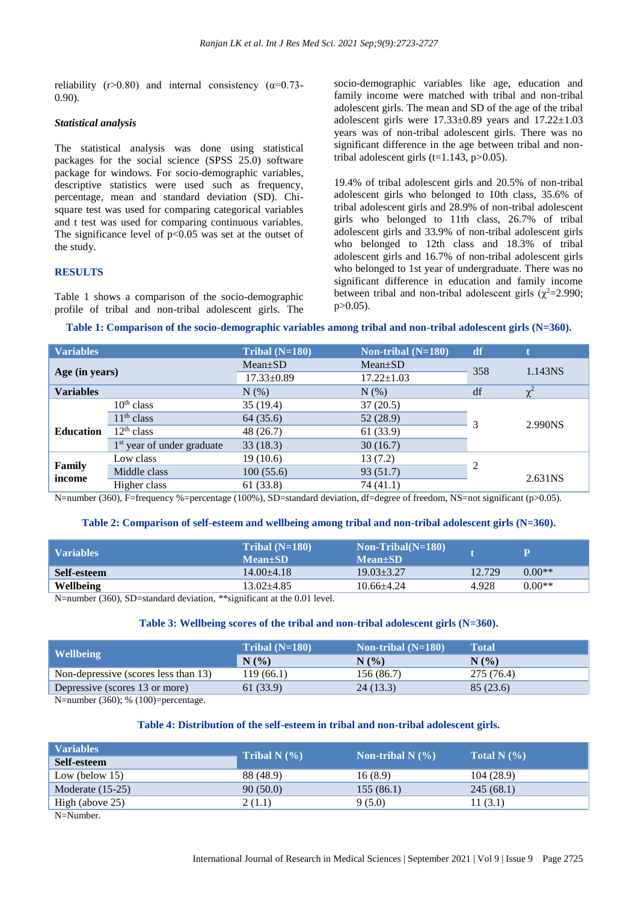reliability (r>0.80) and internal consistency (α=0.73-0.90).

### *Statistical analysis*

The statistical analysis was done using statistical packages for the social science (SPSS 25.0) software package for windows. For socio-demographic variables, descriptive statistics were used such as frequency, percentage, mean and standard deviation (SD). Chi-square test was used for comparing categorical variables and t test was used for comparing continuous variables. The significance level of $p<0.05$ was set at the outset of the study.

## RESULTS

Table 1 shows a comparison of the socio-demographic profile of tribal and non-tribal adolescent girls. The socio-demographic variables like age, education and family income were matched with tribal and non-tribal adolescent girls. The mean and SD of the age of the tribal adolescent girls were 17.33±0.89 years and 17.22±1.03 years was of non-tribal adolescent girls. There was no significant difference in the age between tribal and non-tribal adolescent girls ($t=1.143$, $p>0.05$).

19.4% of tribal adolescent girls and 20.5% of non-tribal adolescent girls who belonged to 10th class, 35.6% of tribal adolescent girls and 28.9% of non-tribal adolescent girls who belonged to 11th class, 26.7% of tribal adolescent girls and 33.9% of non-tribal adolescent girls who belonged to 12th class and 18.3% of tribal adolescent girls and 16.7% of non-tribal adolescent girls who belonged to 1st year of undergraduate. There was no significant difference in education and family income between tribal and non-tribal adolescent girls ($\chi^2=2.990$; $p>0.05$).

**Table 1: Comparison of the socio-demographic variables among tribal and non-tribal adolescent girls (N=360).**

| Variables | | Tribal (N=180) | Non-tribal (N=180) | df | t |
|---|---|---|---|---|---|
| Age (in years) | | Mean±SD | Mean±SD | 358 | 1.143NS |
| | | 17.33±0.89 | 17.22±1.03 | | |
| Variables | | N (%) | N (%) | df | $\chi^2$ |
| Education | $10^{th}$ class | 35 (19.4) | 37 (20.5) | 3 | 2.990NS |
| | $11^{th}$ class | 64 (35.6) | 52 (28.9) | | |
| | $12^{th}$ class | 48 (26.7) | 61 (33.9) | | |
| | $1^{st}$ year of under graduate | 33 (18.3) | 30 (16.7) | | |
| Family income | Low class | 19 (10.6) | 13 (7.2) | 2 | 2.631NS |
| | Middle class | 100 (55.6) | 93 (51.7) | | |
| | Higher class | 61 (33.8) | 74 (41.1) | | |

N=number (360), F=frequency %=percentage (100%), SD=standard deviation, df=degree of freedom, NS=not significant ($p>0.05$).

**Table 2: Comparison of self-esteem and wellbeing among tribal and non-tribal adolescent girls (N=360).**

| Variables | Tribal (N=180) Mean±SD | Non-Tribal(N=180) Mean±SD | t | P |
|---|---|---|---|---|
| Self-esteem | 14.00±4.18 | 19.03±3.27 | 12.729 | 0.00** |
| Wellbeing | 13.02±4.85 | 10.66±4.24 | 4.928 | 0.00** |

N=number (360), SD=standard deviation, **significant at the 0.01 level.

**Table 3: Wellbeing scores of the tribal and non-tribal adolescent girls (N=360).**

| Wellbeing | Tribal (N=180) | Non-tribal (N=180) | Total |
|---|---|---|---|
| | N (%) | N (%) | N (%) |
| Non-depressive (scores less than 13) | 119 (66.1) | 156 (86.7) | 275 (76.4) |
| Depressive (scores 13 or more) | 61 (33.9) | 24 (13.3) | 85 (23.6) |

N=number (360); % (100)=percentage.

**Table 4: Distribution of the self-esteem in tribal and non-tribal adolescent girls.**

| Variables Self-esteem | Tribal N (%) | Non-tribal N (%) | Total N (%) |
|---|---|---|---|
| Low (below 15) | 88 (48.9) | 16 (8.9) | 104 (28.9) |
| Moderate (15-25) | 90 (50.0) | 155 (86.1) | 245 (68.1) |
| High (above 25) | 2 (1.1) | 9 (5.0) | 11 (3.1) |

N=Number.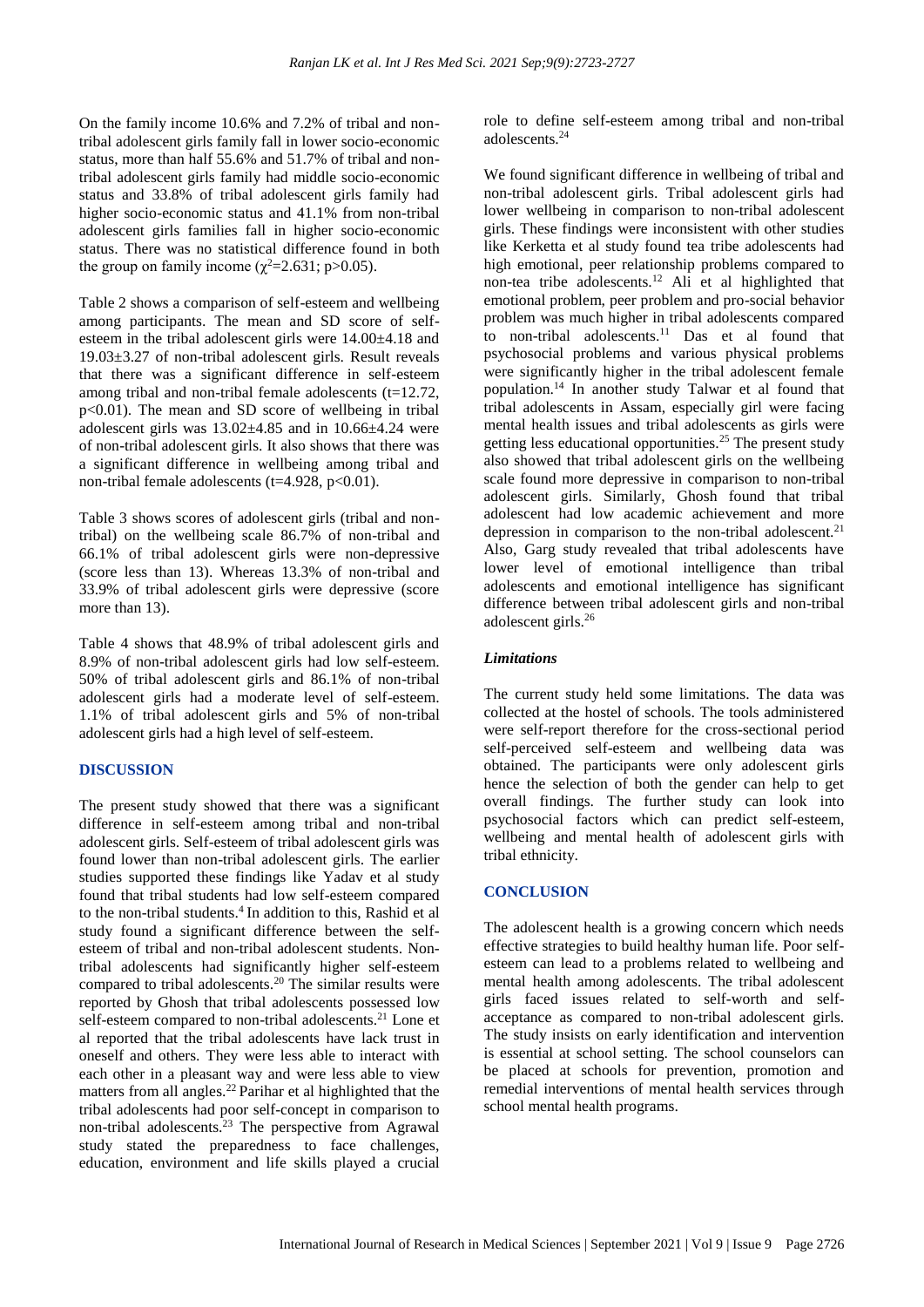On the family income 10.6% and 7.2% of tribal and non-tribal adolescent girls family fall in lower socio-economic status, more than half 55.6% and 51.7% of tribal and non-tribal adolescent girls family had middle socio-economic status and 33.8% of tribal adolescent girls family had higher socio-economic status and 41.1% from non-tribal adolescent girls families fall in higher socio-economic status. There was no statistical difference found in both the group on family income ($\chi^2$=2.631; p>0.05).

Table 2 shows a comparison of self-esteem and wellbeing among participants. The mean and SD score of self-esteem in the tribal adolescent girls were 14.00±4.18 and 19.03±3.27 of non-tribal adolescent girls. Result reveals that there was a significant difference in self-esteem among tribal and non-tribal female adolescents (t=12.72, p<0.01). The mean and SD score of wellbeing in tribal adolescent girls was 13.02±4.85 and in 10.66±4.24 were of non-tribal adolescent girls. It also shows that there was a significant difference in wellbeing among tribal and non-tribal female adolescents (t=4.928, p<0.01).

Table 3 shows scores of adolescent girls (tribal and non-tribal) on the wellbeing scale 86.7% of non-tribal and 66.1% of tribal adolescent girls were non-depressive (score less than 13). Whereas 13.3% of non-tribal and 33.9% of tribal adolescent girls were depressive (score more than 13).

Table 4 shows that 48.9% of tribal adolescent girls and 8.9% of non-tribal adolescent girls had low self-esteem. 50% of tribal adolescent girls and 86.1% of non-tribal adolescent girls had a moderate level of self-esteem. 1.1% of tribal adolescent girls and 5% of non-tribal adolescent girls had a high level of self-esteem.

## DISCUSSION

The present study showed that there was a significant difference in self-esteem among tribal and non-tribal adolescent girls. Self-esteem of tribal adolescent girls was found lower than non-tribal adolescent girls. The earlier studies supported these findings like Yadav et al study found that tribal students had low self-esteem compared to the non-tribal students.[4] In addition to this, Rashid et al study found a significant difference between the self-esteem of tribal and non-tribal adolescent students. Non-tribal adolescents had significantly higher self-esteem compared to tribal adolescents.[20] The similar results were reported by Ghosh that tribal adolescents possessed low self-esteem compared to non-tribal adolescents.[21] Lone et al reported that the tribal adolescents have lack trust in oneself and others. They were less able to interact with each other in a pleasant way and were less able to view matters from all angles.[22] Parihar et al highlighted that the tribal adolescents had poor self-concept in comparison to non-tribal adolescents.[23] The perspective from Agrawal study stated the preparedness to face challenges, education, environment and life skills played a crucial role to define self-esteem among tribal and non-tribal adolescents.[24]

We found significant difference in wellbeing of tribal and non-tribal adolescent girls. Tribal adolescent girls had lower wellbeing in comparison to non-tribal adolescent girls. These findings were inconsistent with other studies like Kerketta et al study found tea tribe adolescents had high emotional, peer relationship problems compared to non-tea tribe adolescents.[12] Ali et al highlighted that emotional problem, peer problem and pro-social behavior problem was much higher in tribal adolescents compared to non-tribal adolescents.[11] Das et al found that psychosocial problems and various physical problems were significantly higher in the tribal adolescent female population.[14] In another study Talwar et al found that tribal adolescents in Assam, especially girl were facing mental health issues and tribal adolescents as girls were getting less educational opportunities.[25] The present study also showed that tribal adolescent girls on the wellbeing scale found more depressive in comparison to non-tribal adolescent girls. Similarly, Ghosh found that tribal adolescent had low academic achievement and more depression in comparison to the non-tribal adolescent.[21] Also, Garg study revealed that tribal adolescents have lower level of emotional intelligence than tribal adolescents and emotional intelligence has significant difference between tribal adolescent girls and non-tribal adolescent girls.[26]

### *Limitations*

The current study held some limitations. The data was collected at the hostel of schools. The tools administered were self-report therefore for the cross-sectional period self-perceived self-esteem and wellbeing data was obtained. The participants were only adolescent girls hence the selection of both the gender can help to get overall findings. The further study can look into psychosocial factors which can predict self-esteem, wellbeing and mental health of adolescent girls with tribal ethnicity.

## CONCLUSION

The adolescent health is a growing concern which needs effective strategies to build healthy human life. Poor self-esteem can lead to a problems related to wellbeing and mental health among adolescents. The tribal adolescent girls faced issues related to self-worth and self-acceptance as compared to non-tribal adolescent girls. The study insists on early identification and intervention is essential at school setting. The school counselors can be placed at schools for prevention, promotion and remedial interventions of mental health services through school mental health programs.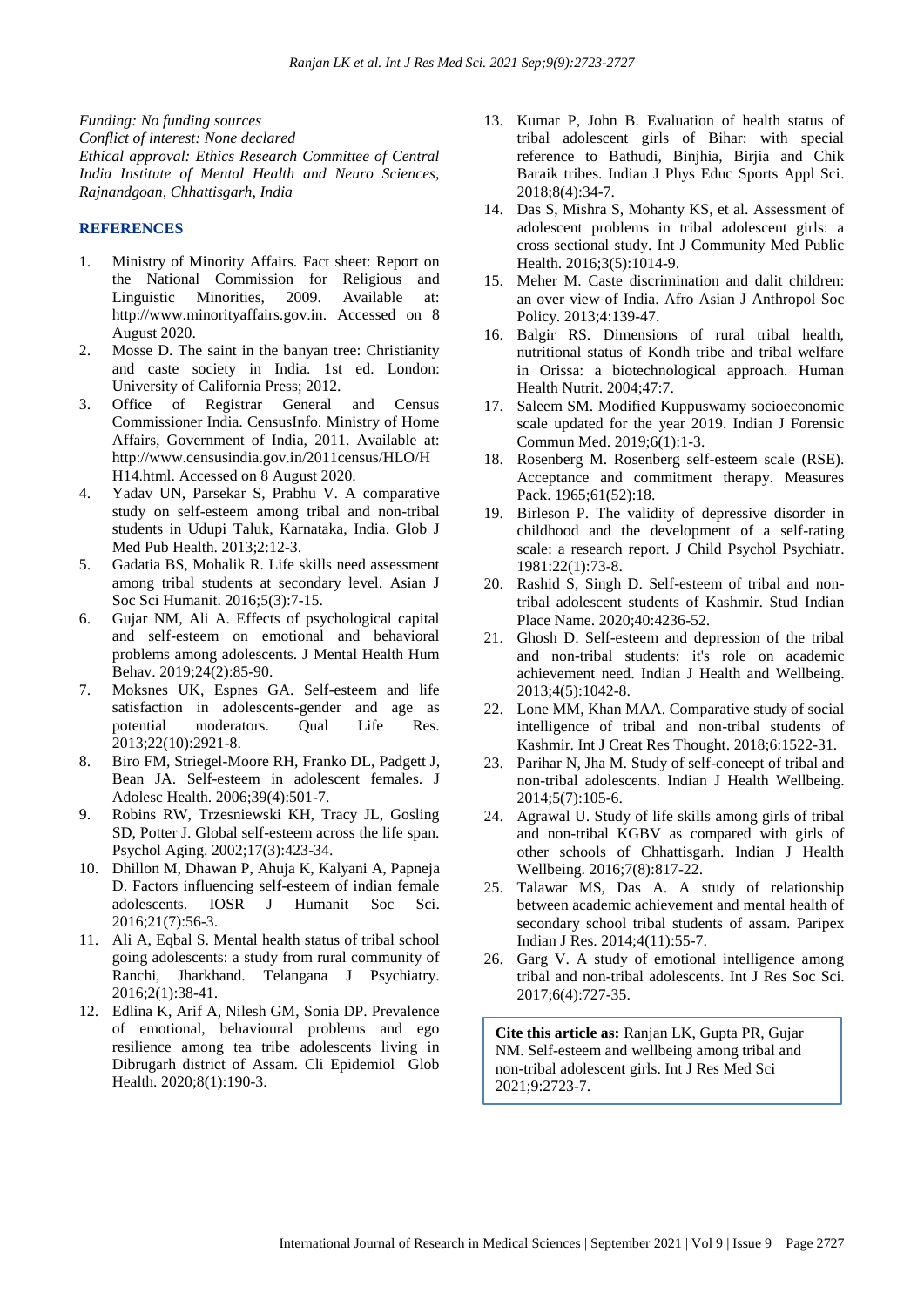*Funding: No funding sources*
*Conflict of interest: None declared*
*Ethical approval: Ethics Research Committee of Central India Institute of Mental Health and Neuro Sciences, Rajnandgoan, Chhattisgarh, India*

## REFERENCES

1. Ministry of Minority Affairs. Fact sheet: Report on the National Commission for Religious and Linguistic Minorities, 2009. Available at: http://www.minorityaffairs.gov.in. Accessed on 8 August 2020.
2. Mosse D. The saint in the banyan tree: Christianity and caste society in India. 1st ed. London: University of California Press; 2012.
3. Office of Registrar General and Census Commissioner India. CensusInfo. Ministry of Home Affairs, Government of India, 2011. Available at: http://www.censusindia.gov.in/2011census/HLO/HH14.html. Accessed on 8 August 2020.
4. Yadav UN, Parsekar S, Prabhu V. A comparative study on self-esteem among tribal and non-tribal students in Udupi Taluk, Karnataka, India. Glob J Med Pub Health. 2013;2:12-3.
5. Gadatia BS, Mohalik R. Life skills need assessment among tribal students at secondary level. Asian J Soc Sci Humanit. 2016;5(3):7-15.
6. Gujar NM, Ali A. Effects of psychological capital and self-esteem on emotional and behavioral problems among adolescents. J Mental Health Hum Behav. 2019;24(2):85-90.
7. Moksnes UK, Espnes GA. Self-esteem and life satisfaction in adolescents-gender and age as potential moderators. Qual Life Res. 2013;22(10):2921-8.
8. Biro FM, Striegel-Moore RH, Franko DL, Padgett J, Bean JA. Self-esteem in adolescent females. J Adolesc Health. 2006;39(4):501-7.
9. Robins RW, Trzesniewski KH, Tracy JL, Gosling SD, Potter J. Global self-esteem across the life span. Psychol Aging. 2002;17(3):423-34.
10. Dhillon M, Dhawan P, Ahuja K, Kalyani A, Papneja D. Factors influencing self-esteem of indian female adolescents. IOSR J Humanit Soc Sci. 2016;21(7):56-3.
11. Ali A, Eqbal S. Mental health status of tribal school going adolescents: a study from rural community of Ranchi, Jharkhand. Telangana J Psychiatry. 2016;2(1):38-41.
12. Edlina K, Arif A, Nilesh GM, Sonia DP. Prevalence of emotional, behavioural problems and ego resilience among tea tribe adolescents living in Dibrugarh district of Assam. Cli Epidemiol Glob Health. 2020;8(1):190-3.
13. Kumar P, John B. Evaluation of health status of tribal adolescent girls of Bihar: with special reference to Bathudi, Binjhia, Birjia and Chik Baraik tribes. Indian J Phys Educ Sports Appl Sci. 2018;8(4):34-7.
14. Das S, Mishra S, Mohanty KS, et al. Assessment of adolescent problems in tribal adolescent girls: a cross sectional study. Int J Community Med Public Health. 2016;3(5):1014-9.
15. Meher M. Caste discrimination and dalit children: an over view of India. Afro Asian J Anthropol Soc Policy. 2013;4:139-47.
16. Balgir RS. Dimensions of rural tribal health, nutritional status of Kondh tribe and tribal welfare in Orissa: a biotechnological approach. Human Health Nutrit. 2004;47:7.
17. Saleem SM. Modified Kuppuswamy socioeconomic scale updated for the year 2019. Indian J Forensic Commun Med. 2019;6(1):1-3.
18. Rosenberg M. Rosenberg self-esteem scale (RSE). Acceptance and commitment therapy. Measures Pack. 1965;61(52):18.
19. Birleson P. The validity of depressive disorder in childhood and the development of a self-rating scale: a research report. J Child Psychol Psychiatr. 1981:22(1):73-8.
20. Rashid S, Singh D. Self-esteem of tribal and non-tribal adolescent students of Kashmir. Stud Indian Place Name. 2020;40:4236-52.
21. Ghosh D. Self-esteem and depression of the tribal and non-tribal students: it's role on academic achievement need. Indian J Health and Wellbeing. 2013;4(5):1042-8.
22. Lone MM, Khan MAA. Comparative study of social intelligence of tribal and non-tribal students of Kashmir. Int J Creat Res Thought. 2018;6:1522-31.
23. Parihar N, Jha M. Study of self-coneept of tribal and non-tribal adolescents. Indian J Health Wellbeing. 2014;5(7):105-6.
24. Agrawal U. Study of life skills among girls of tribal and non-tribal KGBV as compared with girls of other schools of Chhattisgarh. Indian J Health Wellbeing. 2016;7(8):817-22.
25. Talawar MS, Das A. A study of relationship between academic achievement and mental health of secondary school tribal students of assam. Paripex Indian J Res. 2014;4(11):55-7.
26. Garg V. A study of emotional intelligence among tribal and non-tribal adolescents. Int J Res Soc Sci. 2017;6(4):727-35.

**Cite this article as:** Ranjan LK, Gupta PR, Gujar NM. Self-esteem and wellbeing among tribal and non-tribal adolescent girls. Int J Res Med Sci 2021;9:2723-7.